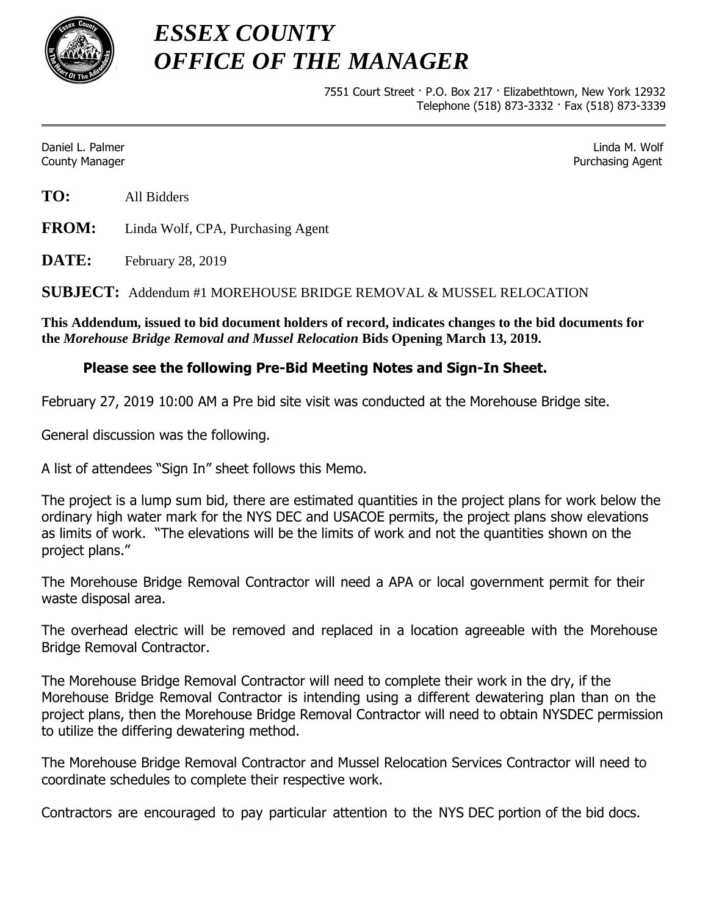# *ESSEX COUNTY*
# *OFFICE OF THE MANAGER*

7551 Court Street · P.O. Box 217 · Elizabethtown, New York 12932
Telephone (518) 873-3332 · Fax (518) 873-3339

---

Daniel L. Palmer
County Manager

Linda M. Wolf
Purchasing Agent

**TO:** All Bidders

**FROM:** Linda Wolf, CPA, Purchasing Agent

**DATE:** February 28, 2019

**SUBJECT:** Addendum #1 MOREHOUSE BRIDGE REMOVAL & MUSSEL RELOCATION

**This Addendum, issued to bid document holders of record, indicates changes to the bid documents for the *Morehouse Bridge Removal and Mussel Relocation* Bids Opening March 13, 2019.**

**Please see the following Pre-Bid Meeting Notes and Sign-In Sheet.**

February 27, 2019 10:00 AM a Pre bid site visit was conducted at the Morehouse Bridge site.

General discussion was the following.

A list of attendees "Sign In" sheet follows this Memo.

The project is a lump sum bid, there are estimated quantities in the project plans for work below the ordinary high water mark for the NYS DEC and USACOE permits, the project plans show elevations as limits of work. "The elevations will be the limits of work and not the quantities shown on the project plans."

The Morehouse Bridge Removal Contractor will need a APA or local government permit for their waste disposal area.

The overhead electric will be removed and replaced in a location agreeable with the Morehouse Bridge Removal Contractor.

The Morehouse Bridge Removal Contractor will need to complete their work in the dry, if the Morehouse Bridge Removal Contractor is intending using a different dewatering plan than on the project plans, then the Morehouse Bridge Removal Contractor will need to obtain NYSDEC permission to utilize the differing dewatering method.

The Morehouse Bridge Removal Contractor and Mussel Relocation Services Contractor will need to coordinate schedules to complete their respective work.

Contractors are encouraged to pay particular attention to the NYS DEC portion of the bid docs.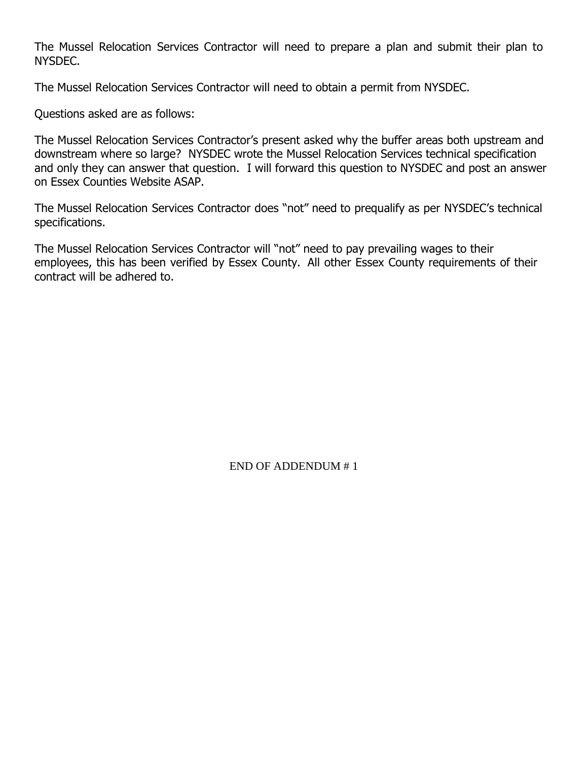The Mussel Relocation Services Contractor will need to prepare a plan and submit their plan to NYSDEC.

The Mussel Relocation Services Contractor will need to obtain a permit from NYSDEC.

Questions asked are as follows:

The Mussel Relocation Services Contractor's present asked why the buffer areas both upstream and downstream where so large? NYSDEC wrote the Mussel Relocation Services technical specification and only they can answer that question. I will forward this question to NYSDEC and post an answer on Essex Counties Website ASAP.

The Mussel Relocation Services Contractor does "not" need to prequalify as per NYSDEC's technical specifications.

The Mussel Relocation Services Contractor will "not" need to pay prevailing wages to their employees, this has been verified by Essex County. All other Essex County requirements of their contract will be adhered to.

END OF ADDENDUM # 1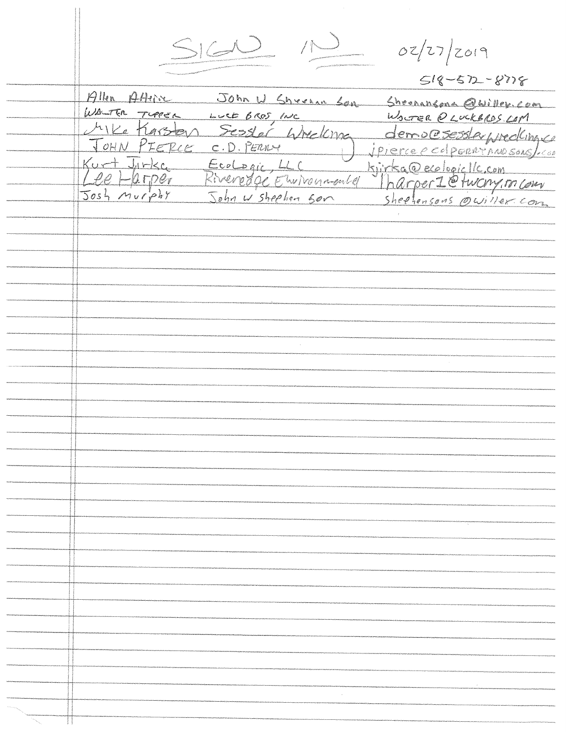# SIGN IN

02/27/2019

518-572-8778

| | | |
|---|---|---|
| Allen Attrix | John W Sheehan Son | Sheehansons @willex.com |
| WALTER TUPPER | LUCK BROS, INC | WALTER@LUCKBROS.COM |
| Mike Karsten | Sessler Wrecking | demo@sesslerwrecking.com |
| JOHN PIERCE | C.D. PERRY | jpierce@cdperryandsons.com |
| Kurt Jirka | Ecologic, LLC | kjirka@ecologicllc.com |
| Lee Harper | Riveredge Environmental | lharper1@twcny.rr.com |
| Josh Murphy | John W Sheehan Son | sheehansons @willex.com |